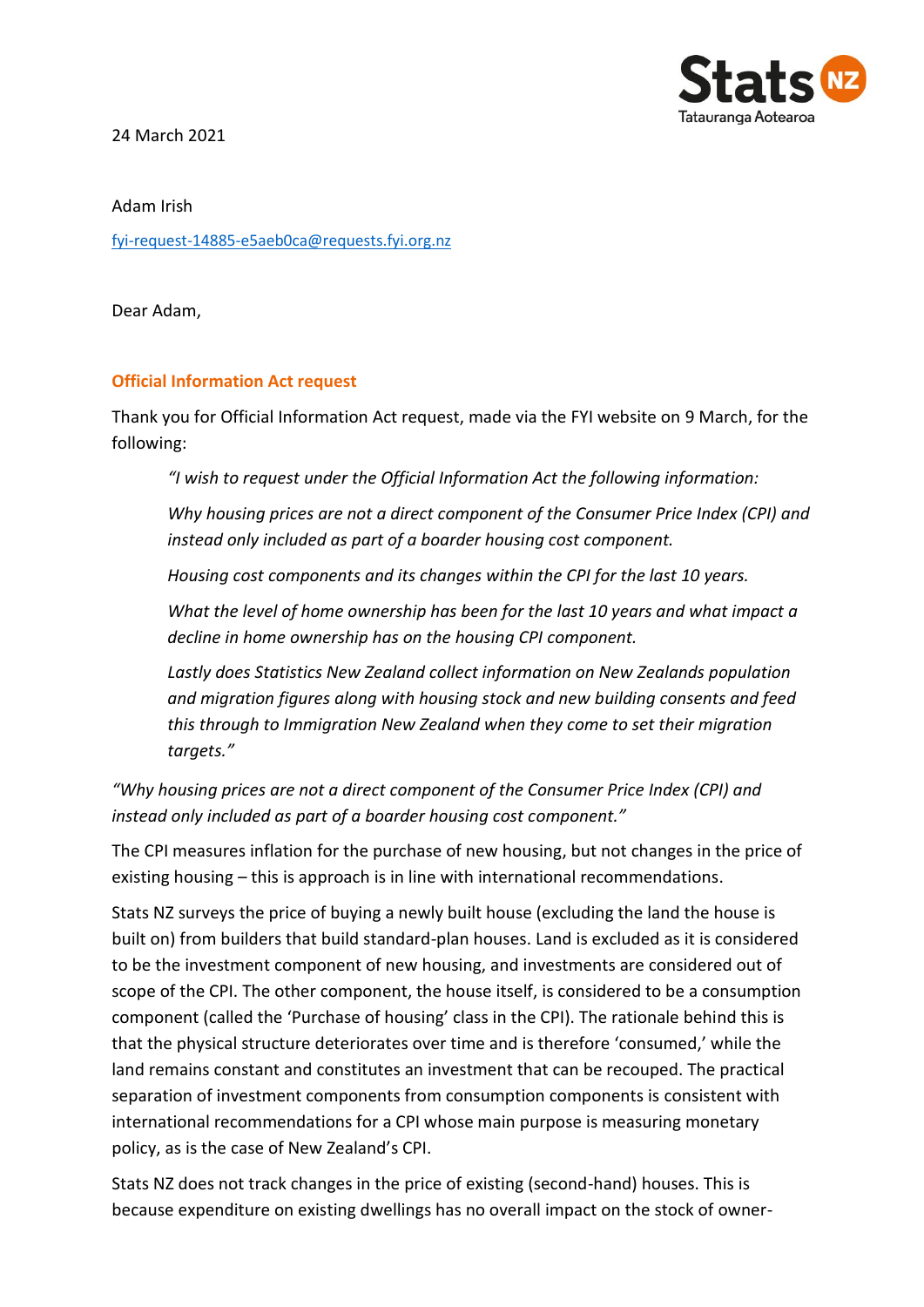24 March 2021

Adam Irish

fyi-request-14885-e5aeb0ca@requests.fyi.org.nz

Dear Adam,

## Official Information Act request

Thank you for Official Information Act request, made via the FYI website on 9 March, for the following:

> *"I wish to request under the Official Information Act the following information:*
>
> *Why housing prices are not a direct component of the Consumer Price Index (CPI) and instead only included as part of a boarder housing cost component.*
>
> *Housing cost components and its changes within the CPI for the last 10 years.*
>
> *What the level of home ownership has been for the last 10 years and what impact a decline in home ownership has on the housing CPI component.*
>
> *Lastly does Statistics New Zealand collect information on New Zealands population and migration figures along with housing stock and new building consents and feed this through to Immigration New Zealand when they come to set their migration targets."*

*"Why housing prices are not a direct component of the Consumer Price Index (CPI) and instead only included as part of a boarder housing cost component."*

The CPI measures inflation for the purchase of new housing, but not changes in the price of existing housing – this is approach is in line with international recommendations.

Stats NZ surveys the price of buying a newly built house (excluding the land the house is built on) from builders that build standard-plan houses. Land is excluded as it is considered to be the investment component of new housing, and investments are considered out of scope of the CPI. The other component, the house itself, is considered to be a consumption component (called the 'Purchase of housing' class in the CPI). The rationale behind this is that the physical structure deteriorates over time and is therefore 'consumed,' while the land remains constant and constitutes an investment that can be recouped. The practical separation of investment components from consumption components is consistent with international recommendations for a CPI whose main purpose is measuring monetary policy, as is the case of New Zealand's CPI.

Stats NZ does not track changes in the price of existing (second-hand) houses. This is because expenditure on existing dwellings has no overall impact on the stock of owner-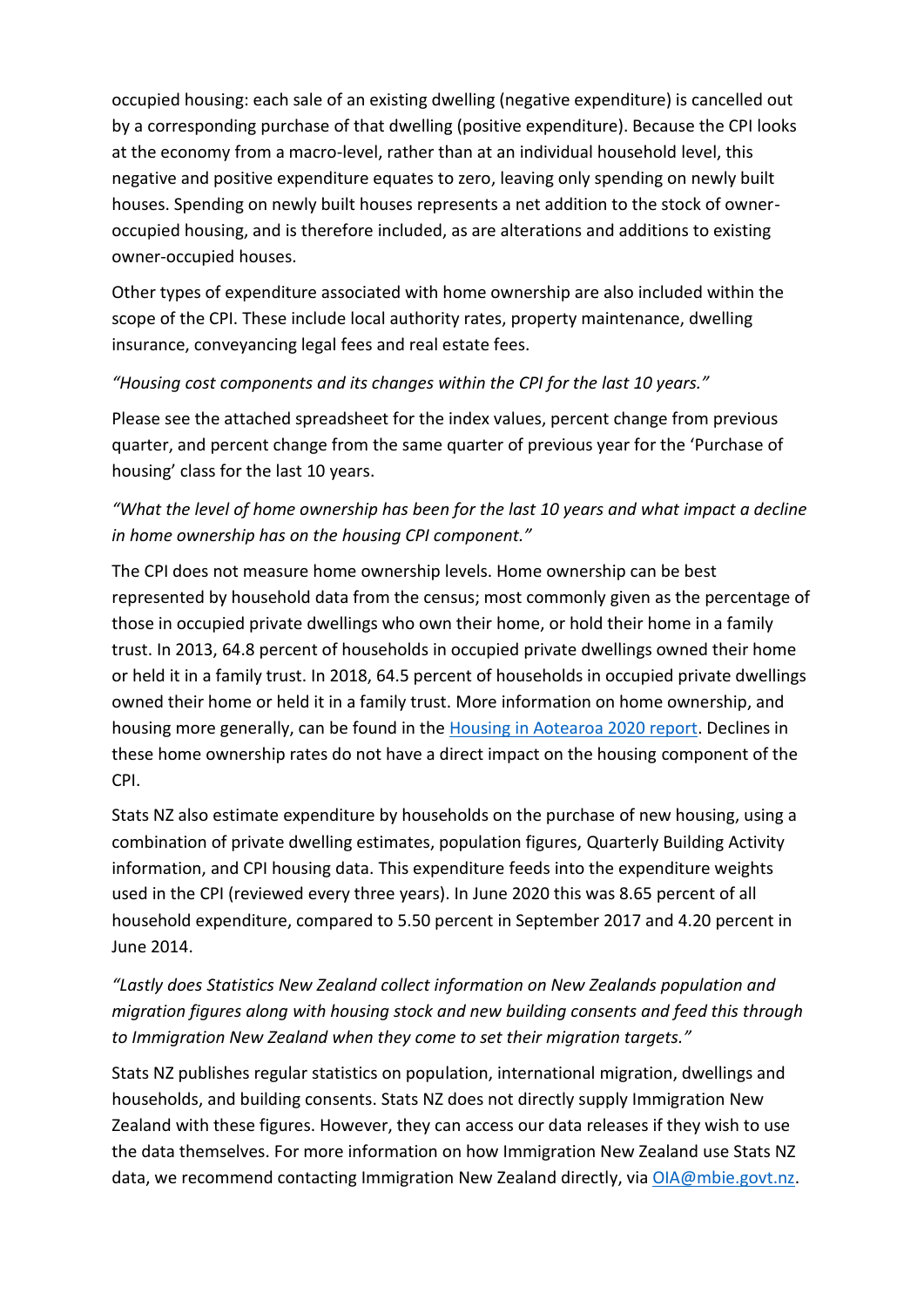occupied housing: each sale of an existing dwelling (negative expenditure) is cancelled out by a corresponding purchase of that dwelling (positive expenditure). Because the CPI looks at the economy from a macro-level, rather than at an individual household level, this negative and positive expenditure equates to zero, leaving only spending on newly built houses. Spending on newly built houses represents a net addition to the stock of owner-occupied housing, and is therefore included, as are alterations and additions to existing owner-occupied houses.

Other types of expenditure associated with home ownership are also included within the scope of the CPI. These include local authority rates, property maintenance, dwelling insurance, conveyancing legal fees and real estate fees.

*"Housing cost components and its changes within the CPI for the last 10 years."*

Please see the attached spreadsheet for the index values, percent change from previous quarter, and percent change from the same quarter of previous year for the 'Purchase of housing' class for the last 10 years.

*"What the level of home ownership has been for the last 10 years and what impact a decline in home ownership has on the housing CPI component."*

The CPI does not measure home ownership levels. Home ownership can be best represented by household data from the census; most commonly given as the percentage of those in occupied private dwellings who own their home, or hold their home in a family trust. In 2013, 64.8 percent of households in occupied private dwellings owned their home or held it in a family trust. In 2018, 64.5 percent of households in occupied private dwellings owned their home or held it in a family trust. More information on home ownership, and housing more generally, can be found in the [Housing in Aotearoa 2020 report](). Declines in these home ownership rates do not have a direct impact on the housing component of the CPI.

Stats NZ also estimate expenditure by households on the purchase of new housing, using a combination of private dwelling estimates, population figures, Quarterly Building Activity information, and CPI housing data. This expenditure feeds into the expenditure weights used in the CPI (reviewed every three years). In June 2020 this was 8.65 percent of all household expenditure, compared to 5.50 percent in September 2017 and 4.20 percent in June 2014.

*"Lastly does Statistics New Zealand collect information on New Zealands population and migration figures along with housing stock and new building consents and feed this through to Immigration New Zealand when they come to set their migration targets."*

Stats NZ publishes regular statistics on population, international migration, dwellings and households, and building consents. Stats NZ does not directly supply Immigration New Zealand with these figures. However, they can access our data releases if they wish to use the data themselves. For more information on how Immigration New Zealand use Stats NZ data, we recommend contacting Immigration New Zealand directly, via OIA@mbie.govt.nz.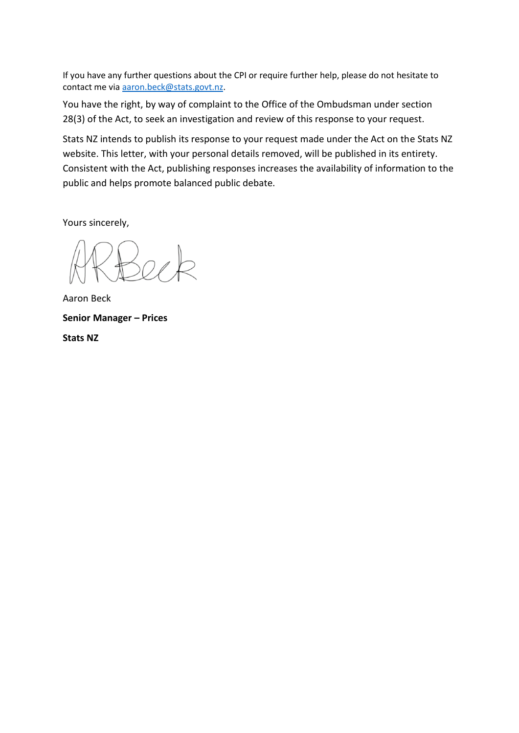If you have any further questions about the CPI or require further help, please do not hesitate to contact me via aaron.beck@stats.govt.nz.

You have the right, by way of complaint to the Office of the Ombudsman under section 28(3) of the Act, to seek an investigation and review of this response to your request.

Stats NZ intends to publish its response to your request made under the Act on the Stats NZ website. This letter, with your personal details removed, will be published in its entirety. Consistent with the Act, publishing responses increases the availability of information to the public and helps promote balanced public debate.

Yours sincerely,

Aaron Beck

**Senior Manager – Prices**

**Stats NZ**